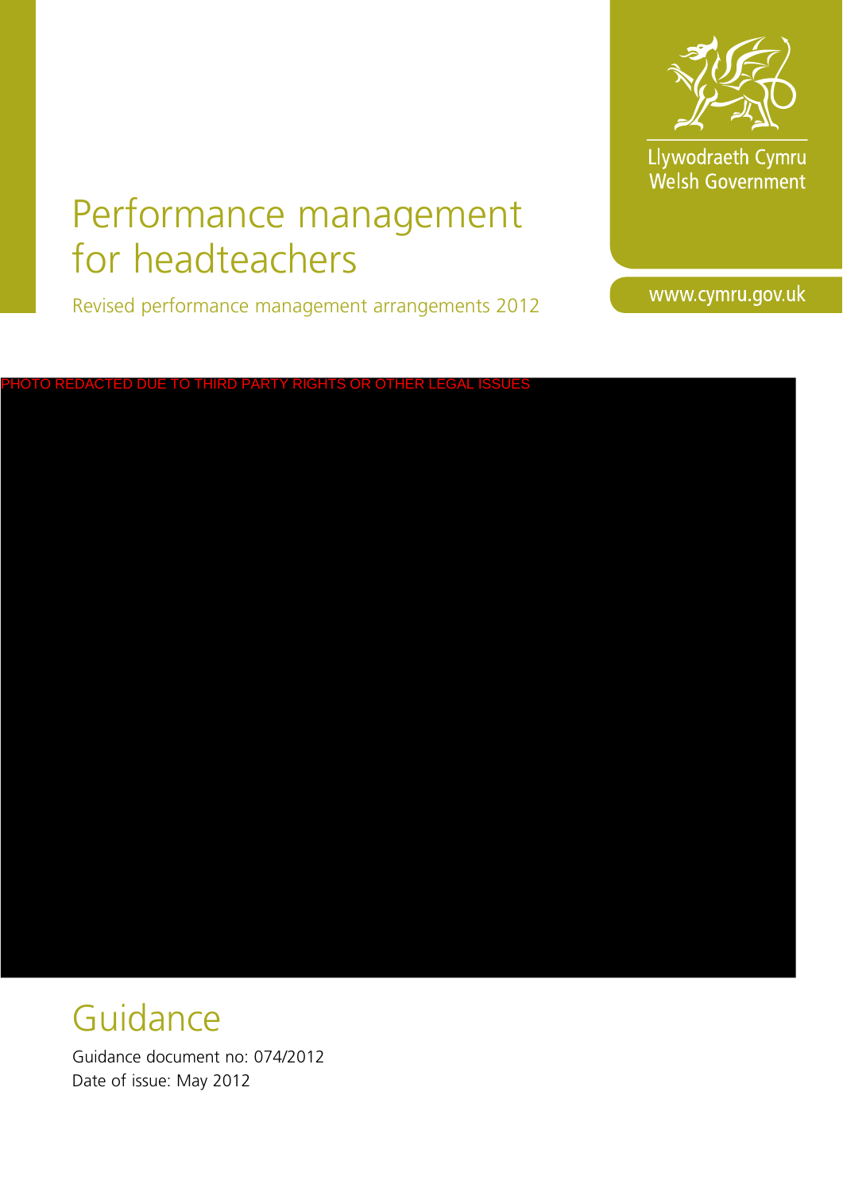Llywodraeth Cymru
Welsh Government

www.cymru.gov.uk

# Performance management for headteachers

Revised performance management arrangements 2012

PHOTO REDACTED DUE TO THIRD PARTY RIGHTS OR OTHER LEGAL ISSUES

## Guidance

Guidance document no: 074/2012
Date of issue: May 2012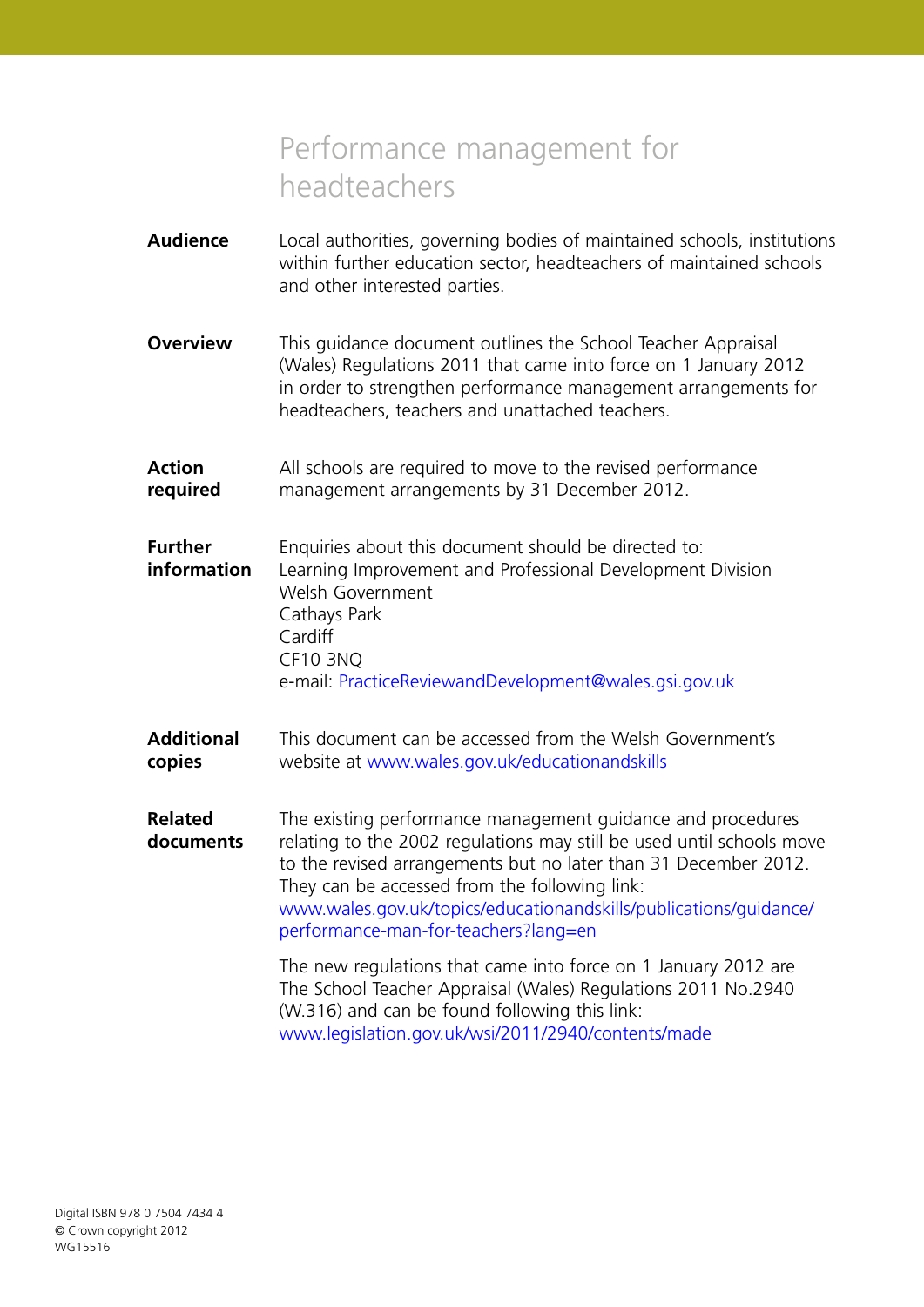# Performance management for headteachers

| | |
|---|---|
| **Audience** | Local authorities, governing bodies of maintained schools, institutions within further education sector, headteachers of maintained schools and other interested parties. |
| **Overview** | This guidance document outlines the School Teacher Appraisal (Wales) Regulations 2011 that came into force on 1 January 2012 in order to strengthen performance management arrangements for headteachers, teachers and unattached teachers. |
| **Action required** | All schools are required to move to the revised performance management arrangements by 31 December 2012. |
| **Further information** | Enquiries about this document should be directed to:<br>Learning Improvement and Professional Development Division<br>Welsh Government<br>Cathays Park<br>Cardiff<br>CF10 3NQ<br>e-mail: PracticeReviewandDevelopment@wales.gsi.gov.uk |
| **Additional copies** | This document can be accessed from the Welsh Government's website at www.wales.gov.uk/educationandskills |
| **Related documents** | The existing performance management guidance and procedures relating to the 2002 regulations may still be used until schools move to the revised arrangements but no later than 31 December 2012. They can be accessed from the following link: www.wales.gov.uk/topics/educationandskills/publications/guidance/performance-man-for-teachers?lang=en<br><br>The new regulations that came into force on 1 January 2012 are The School Teacher Appraisal (Wales) Regulations 2011 No.2940 (W.316) and can be found following this link: www.legislation.gov.uk/wsi/2011/2940/contents/made |

Digital ISBN 978 0 7504 7434 4
© Crown copyright 2012
WG15516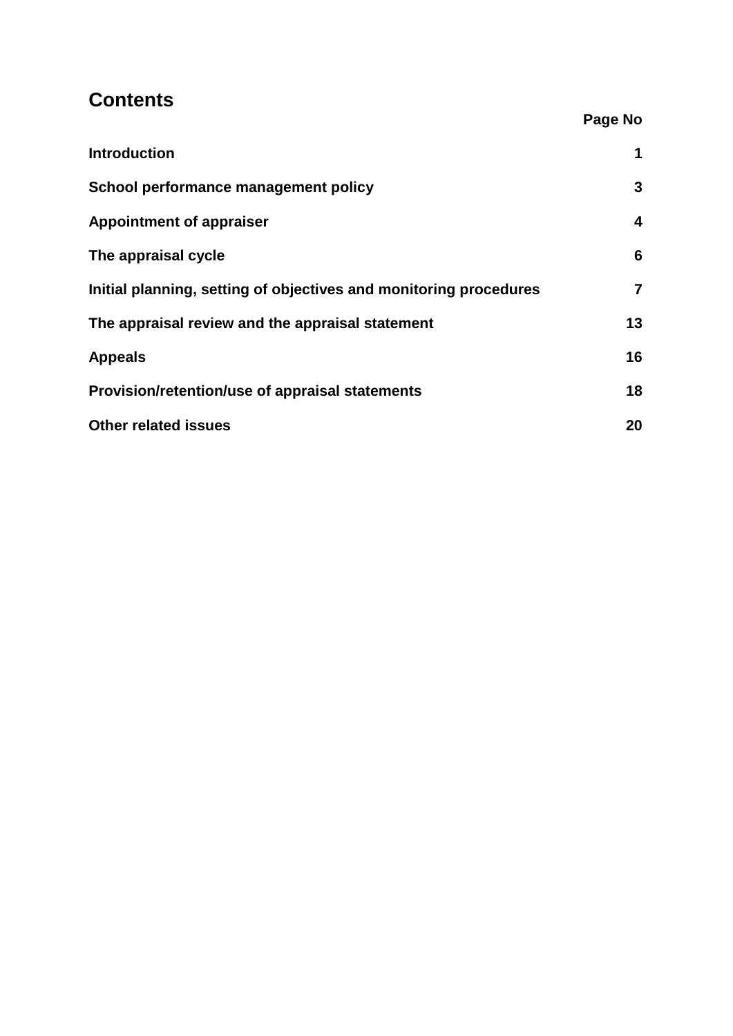## Contents

| | Page No |
|---|---|
| **Introduction** | **1** |
| **School performance management policy** | **3** |
| **Appointment of appraiser** | **4** |
| **The appraisal cycle** | **6** |
| **Initial planning, setting of objectives and monitoring procedures** | **7** |
| **The appraisal review and the appraisal statement** | **13** |
| **Appeals** | **16** |
| **Provision/retention/use of appraisal statements** | **18** |
| **Other related issues** | **20** |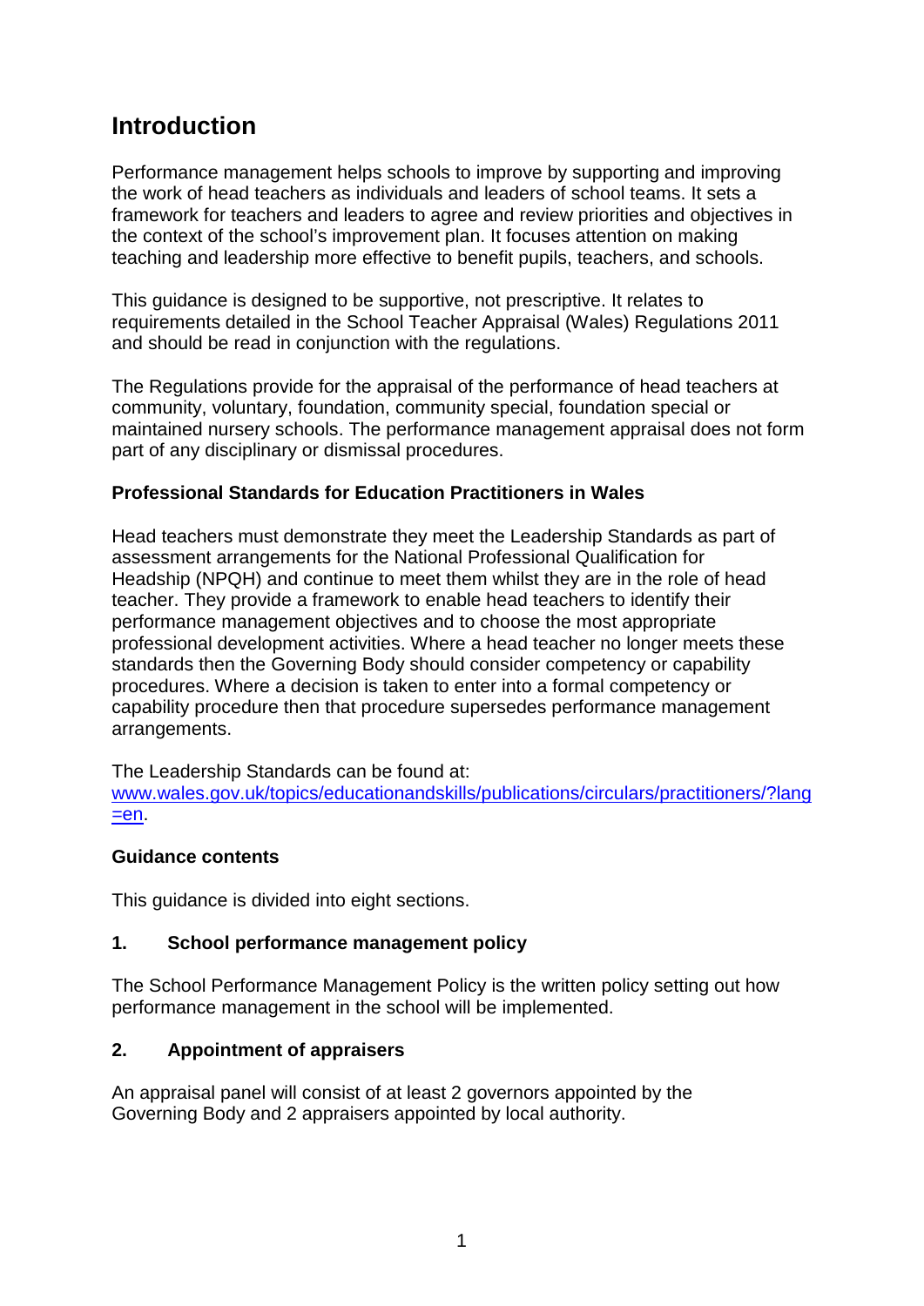# Introduction

Performance management helps schools to improve by supporting and improving the work of head teachers as individuals and leaders of school teams. It sets a framework for teachers and leaders to agree and review priorities and objectives in the context of the school's improvement plan. It focuses attention on making teaching and leadership more effective to benefit pupils, teachers, and schools.

This guidance is designed to be supportive, not prescriptive. It relates to requirements detailed in the School Teacher Appraisal (Wales) Regulations 2011 and should be read in conjunction with the regulations.

The Regulations provide for the appraisal of the performance of head teachers at community, voluntary, foundation, community special, foundation special or maintained nursery schools. The performance management appraisal does not form part of any disciplinary or dismissal procedures.

**Professional Standards for Education Practitioners in Wales**

Head teachers must demonstrate they meet the Leadership Standards as part of assessment arrangements for the National Professional Qualification for Headship (NPQH) and continue to meet them whilst they are in the role of head teacher. They provide a framework to enable head teachers to identify their performance management objectives and to choose the most appropriate professional development activities. Where a head teacher no longer meets these standards then the Governing Body should consider competency or capability procedures. Where a decision is taken to enter into a formal competency or capability procedure then that procedure supersedes performance management arrangements.

The Leadership Standards can be found at:
[www.wales.gov.uk/topics/educationandskills/publications/circulars/practitioners/?lang=en](www.wales.gov.uk/topics/educationandskills/publications/circulars/practitioners/?lang=en).

**Guidance contents**

This guidance is divided into eight sections.

**1. School performance management policy**

The School Performance Management Policy is the written policy setting out how performance management in the school will be implemented.

**2. Appointment of appraisers**

An appraisal panel will consist of at least 2 governors appointed by the Governing Body and 2 appraisers appointed by local authority.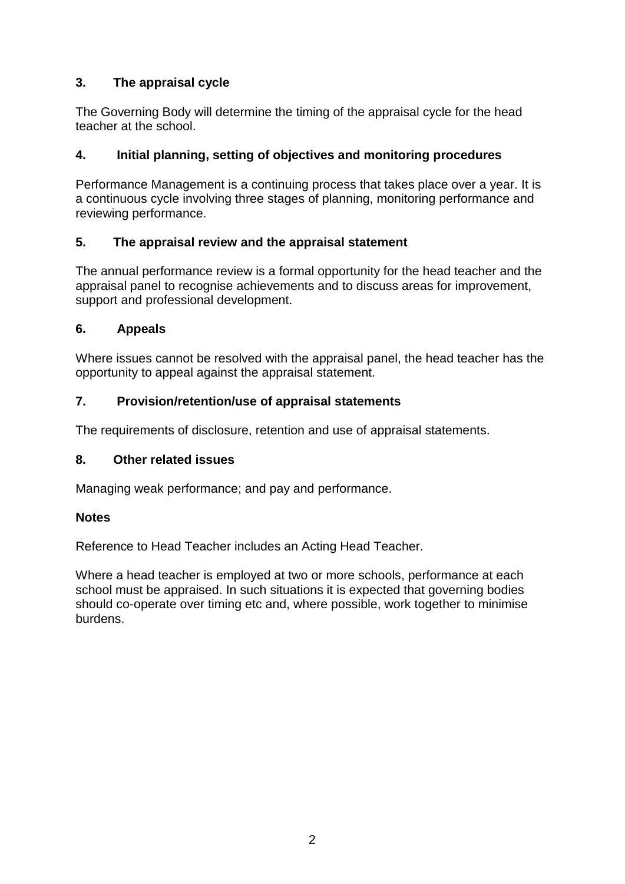## 3. The appraisal cycle

The Governing Body will determine the timing of the appraisal cycle for the head teacher at the school.

## 4. Initial planning, setting of objectives and monitoring procedures

Performance Management is a continuing process that takes place over a year. It is a continuous cycle involving three stages of planning, monitoring performance and reviewing performance.

## 5. The appraisal review and the appraisal statement

The annual performance review is a formal opportunity for the head teacher and the appraisal panel to recognise achievements and to discuss areas for improvement, support and professional development.

## 6. Appeals

Where issues cannot be resolved with the appraisal panel, the head teacher has the opportunity to appeal against the appraisal statement.

## 7. Provision/retention/use of appraisal statements

The requirements of disclosure, retention and use of appraisal statements.

## 8. Other related issues

Managing weak performance; and pay and performance.

**Notes**

Reference to Head Teacher includes an Acting Head Teacher.

Where a head teacher is employed at two or more schools, performance at each school must be appraised. In such situations it is expected that governing bodies should co-operate over timing etc and, where possible, work together to minimise burdens.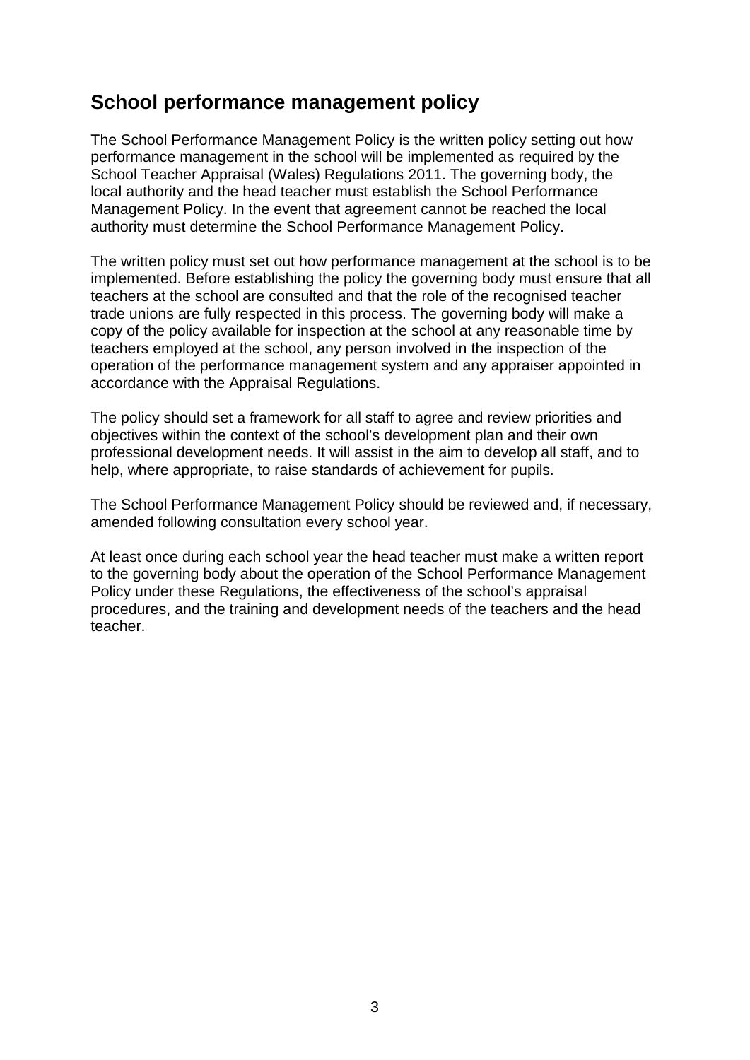## School performance management policy

The School Performance Management Policy is the written policy setting out how performance management in the school will be implemented as required by the School Teacher Appraisal (Wales) Regulations 2011. The governing body, the local authority and the head teacher must establish the School Performance Management Policy. In the event that agreement cannot be reached the local authority must determine the School Performance Management Policy.

The written policy must set out how performance management at the school is to be implemented. Before establishing the policy the governing body must ensure that all teachers at the school are consulted and that the role of the recognised teacher trade unions are fully respected in this process. The governing body will make a copy of the policy available for inspection at the school at any reasonable time by teachers employed at the school, any person involved in the inspection of the operation of the performance management system and any appraiser appointed in accordance with the Appraisal Regulations.

The policy should set a framework for all staff to agree and review priorities and objectives within the context of the school's development plan and their own professional development needs. It will assist in the aim to develop all staff, and to help, where appropriate, to raise standards of achievement for pupils.

The School Performance Management Policy should be reviewed and, if necessary, amended following consultation every school year.

At least once during each school year the head teacher must make a written report to the governing body about the operation of the School Performance Management Policy under these Regulations, the effectiveness of the school's appraisal procedures, and the training and development needs of the teachers and the head teacher.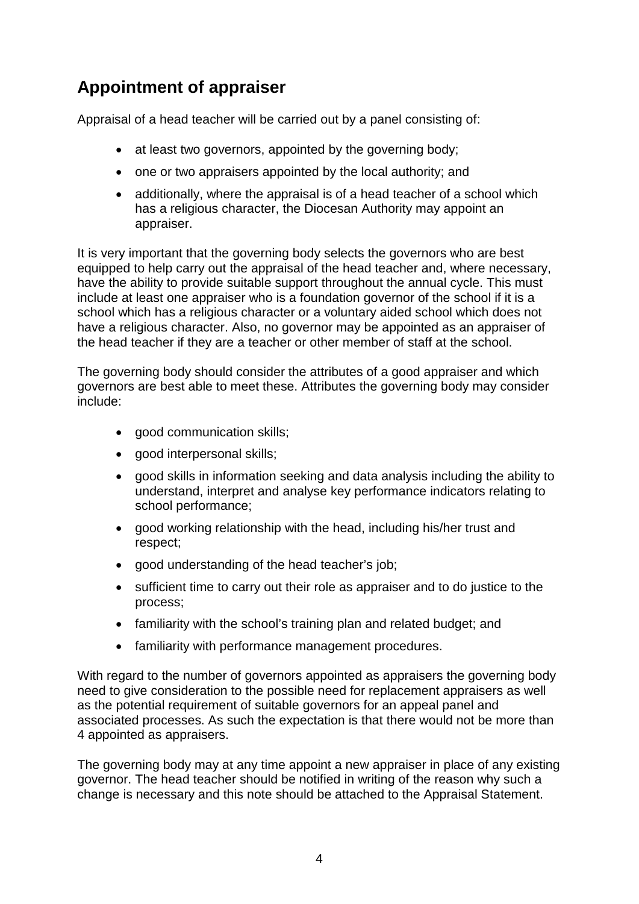## Appointment of appraiser

Appraisal of a head teacher will be carried out by a panel consisting of:

- at least two governors, appointed by the governing body;
- one or two appraisers appointed by the local authority; and
- additionally, where the appraisal is of a head teacher of a school which has a religious character, the Diocesan Authority may appoint an appraiser.

It is very important that the governing body selects the governors who are best equipped to help carry out the appraisal of the head teacher and, where necessary, have the ability to provide suitable support throughout the annual cycle. This must include at least one appraiser who is a foundation governor of the school if it is a school which has a religious character or a voluntary aided school which does not have a religious character. Also, no governor may be appointed as an appraiser of the head teacher if they are a teacher or other member of staff at the school.

The governing body should consider the attributes of a good appraiser and which governors are best able to meet these. Attributes the governing body may consider include:

- good communication skills;
- good interpersonal skills;
- good skills in information seeking and data analysis including the ability to understand, interpret and analyse key performance indicators relating to school performance;
- good working relationship with the head, including his/her trust and respect;
- good understanding of the head teacher's job;
- sufficient time to carry out their role as appraiser and to do justice to the process;
- familiarity with the school's training plan and related budget; and
- familiarity with performance management procedures.

With regard to the number of governors appointed as appraisers the governing body need to give consideration to the possible need for replacement appraisers as well as the potential requirement of suitable governors for an appeal panel and associated processes. As such the expectation is that there would not be more than 4 appointed as appraisers.

The governing body may at any time appoint a new appraiser in place of any existing governor. The head teacher should be notified in writing of the reason why such a change is necessary and this note should be attached to the Appraisal Statement.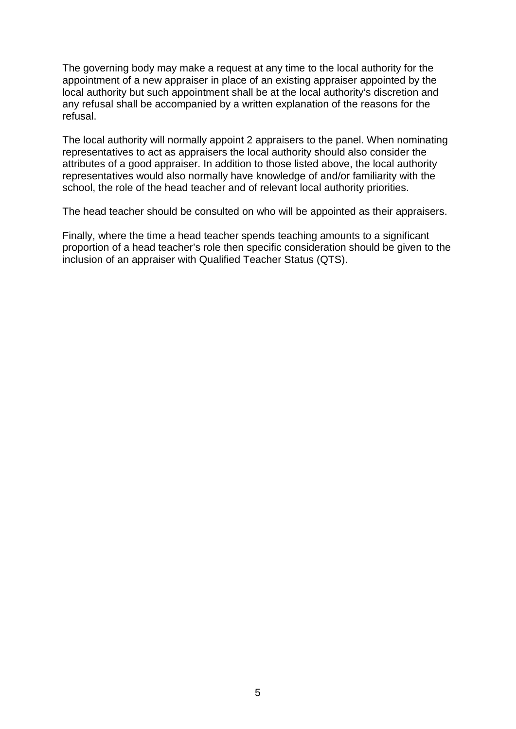The governing body may make a request at any time to the local authority for the appointment of a new appraiser in place of an existing appraiser appointed by the local authority but such appointment shall be at the local authority's discretion and any refusal shall be accompanied by a written explanation of the reasons for the refusal.

The local authority will normally appoint 2 appraisers to the panel. When nominating representatives to act as appraisers the local authority should also consider the attributes of a good appraiser. In addition to those listed above, the local authority representatives would also normally have knowledge of and/or familiarity with the school, the role of the head teacher and of relevant local authority priorities.

The head teacher should be consulted on who will be appointed as their appraisers.

Finally, where the time a head teacher spends teaching amounts to a significant proportion of a head teacher's role then specific consideration should be given to the inclusion of an appraiser with Qualified Teacher Status (QTS).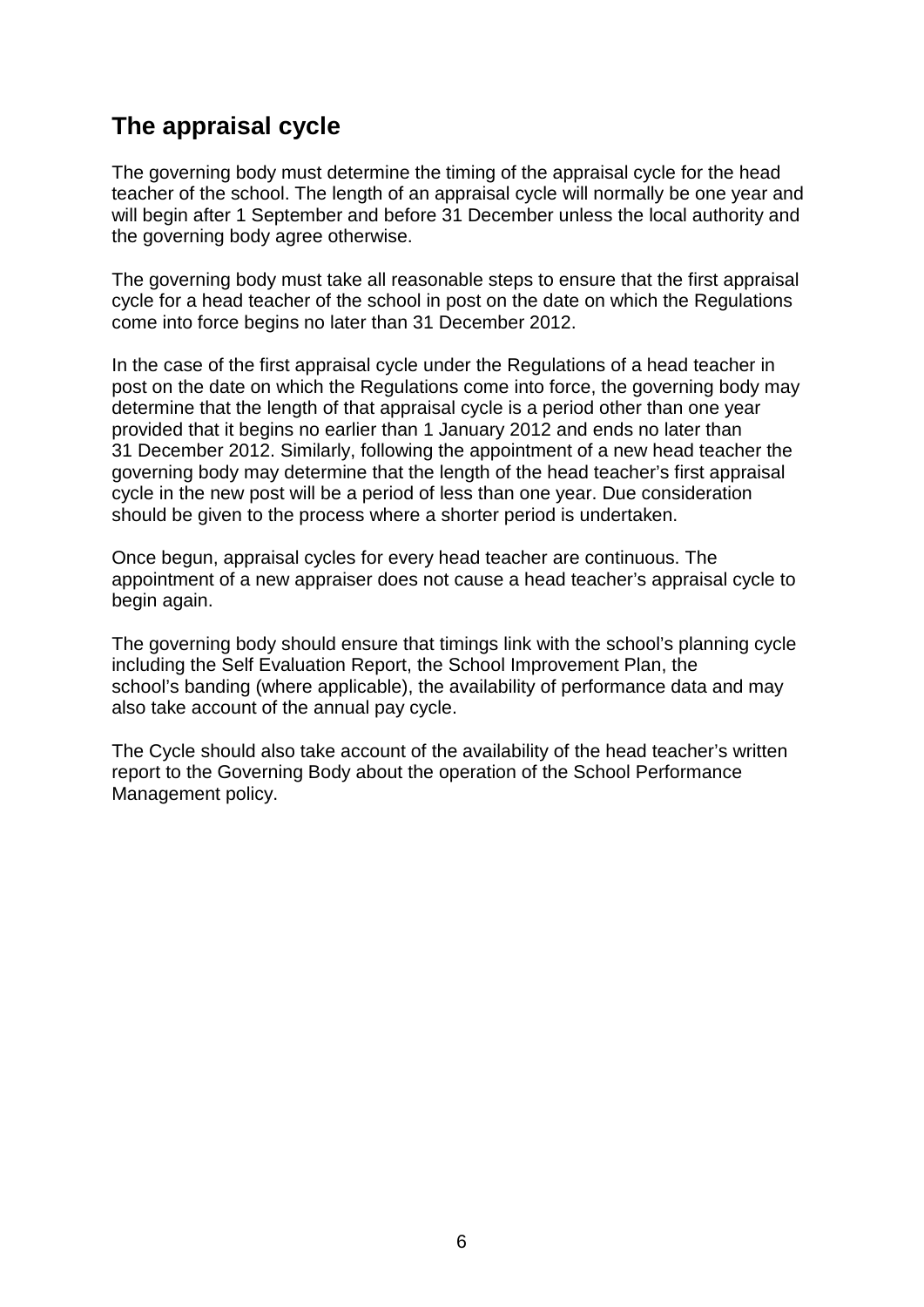## The appraisal cycle

The governing body must determine the timing of the appraisal cycle for the head teacher of the school. The length of an appraisal cycle will normally be one year and will begin after 1 September and before 31 December unless the local authority and the governing body agree otherwise.

The governing body must take all reasonable steps to ensure that the first appraisal cycle for a head teacher of the school in post on the date on which the Regulations come into force begins no later than 31 December 2012.

In the case of the first appraisal cycle under the Regulations of a head teacher in post on the date on which the Regulations come into force, the governing body may determine that the length of that appraisal cycle is a period other than one year provided that it begins no earlier than 1 January 2012 and ends no later than 31 December 2012. Similarly, following the appointment of a new head teacher the governing body may determine that the length of the head teacher's first appraisal cycle in the new post will be a period of less than one year. Due consideration should be given to the process where a shorter period is undertaken.

Once begun, appraisal cycles for every head teacher are continuous. The appointment of a new appraiser does not cause a head teacher's appraisal cycle to begin again.

The governing body should ensure that timings link with the school's planning cycle including the Self Evaluation Report, the School Improvement Plan, the school's banding (where applicable), the availability of performance data and may also take account of the annual pay cycle.

The Cycle should also take account of the availability of the head teacher's written report to the Governing Body about the operation of the School Performance Management policy.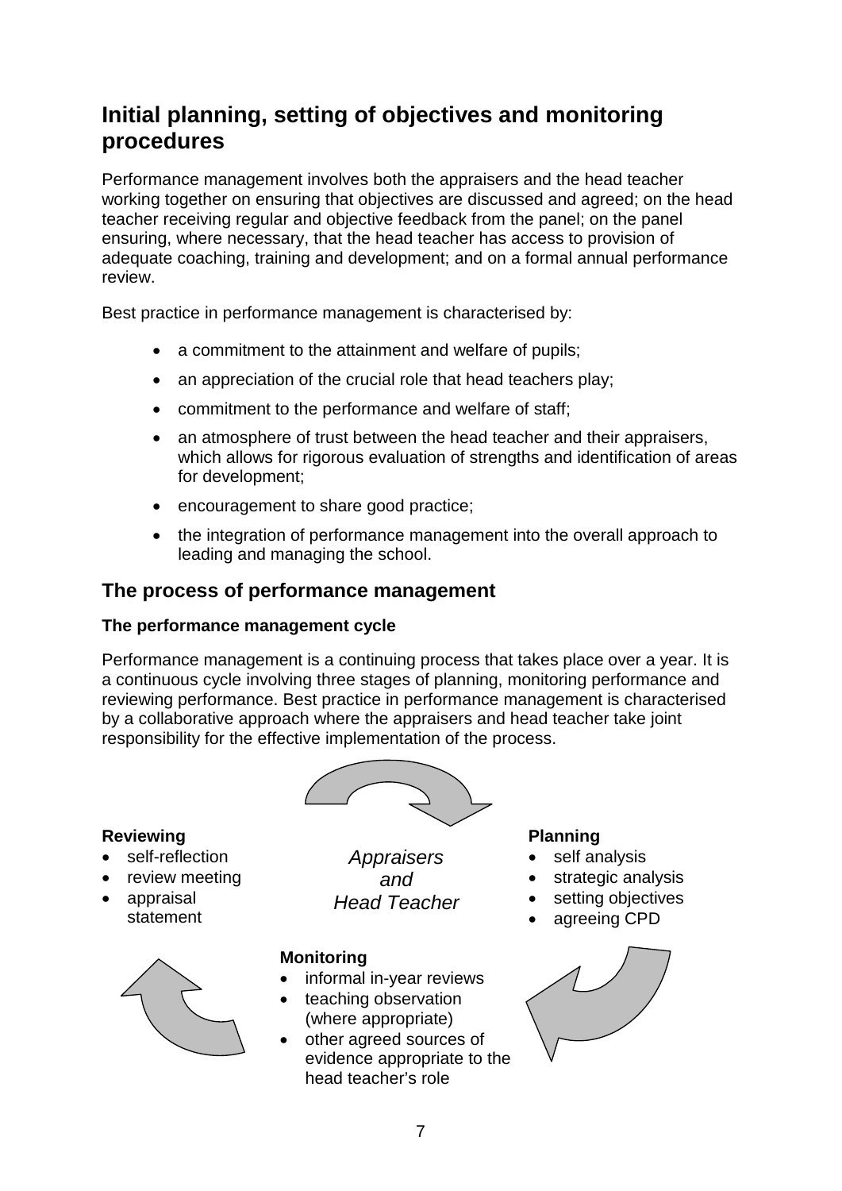## Initial planning, setting of objectives and monitoring procedures

Performance management involves both the appraisers and the head teacher working together on ensuring that objectives are discussed and agreed; on the head teacher receiving regular and objective feedback from the panel; on the panel ensuring, where necessary, that the head teacher has access to provision of adequate coaching, training and development; and on a formal annual performance review.

Best practice in performance management is characterised by:

- a commitment to the attainment and welfare of pupils;
- an appreciation of the crucial role that head teachers play;
- commitment to the performance and welfare of staff;
- an atmosphere of trust between the head teacher and their appraisers, which allows for rigorous evaluation of strengths and identification of areas for development;
- encouragement to share good practice;
- the integration of performance management into the overall approach to leading and managing the school.

### The process of performance management

**The performance management cycle**

Performance management is a continuing process that takes place over a year. It is a continuous cycle involving three stages of planning, monitoring performance and reviewing performance. Best practice in performance management is characterised by a collaborative approach where the appraisers and head teacher take joint responsibility for the effective implementation of the process.

*Appraisers and Head Teacher*

**Planning**
- self analysis
- strategic analysis
- setting objectives
- agreeing CPD

**Monitoring**
- informal in-year reviews
- teaching observation (where appropriate)
- other agreed sources of evidence appropriate to the head teacher's role

**Reviewing**
- self-reflection
- review meeting
- appraisal statement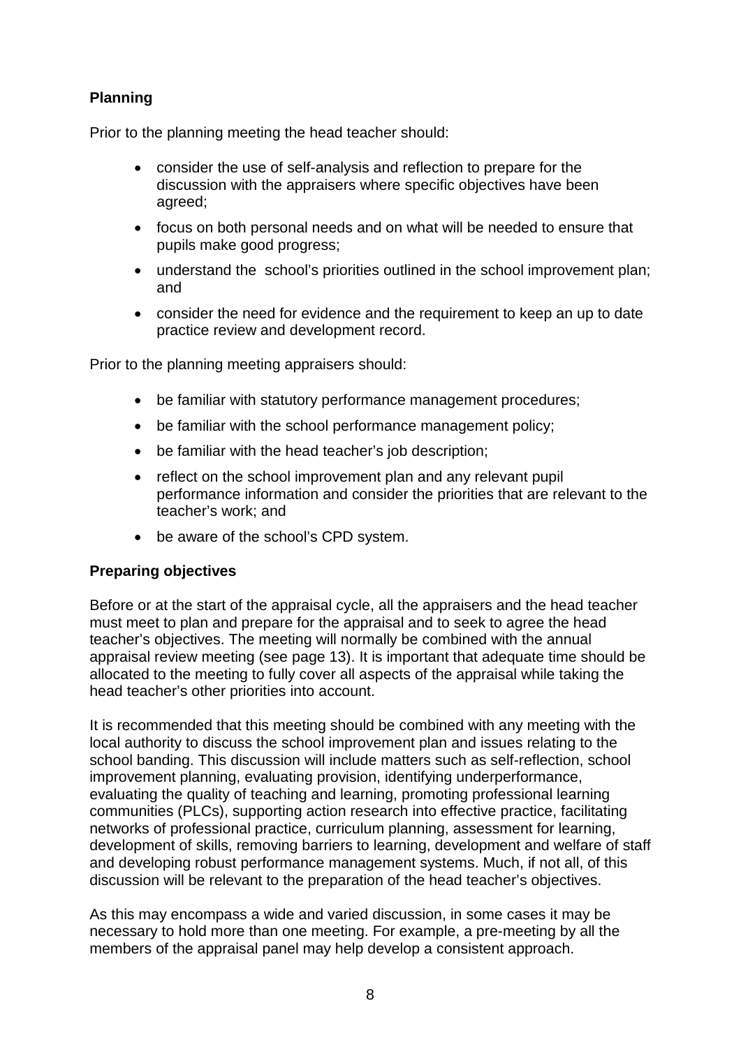**Planning**

Prior to the planning meeting the head teacher should:

- consider the use of self-analysis and reflection to prepare for the discussion with the appraisers where specific objectives have been agreed;
- focus on both personal needs and on what will be needed to ensure that pupils make good progress;
- understand the school's priorities outlined in the school improvement plan; and
- consider the need for evidence and the requirement to keep an up to date practice review and development record.

Prior to the planning meeting appraisers should:

- be familiar with statutory performance management procedures;
- be familiar with the school performance management policy;
- be familiar with the head teacher's job description;
- reflect on the school improvement plan and any relevant pupil performance information and consider the priorities that are relevant to the teacher's work; and
- be aware of the school's CPD system.

**Preparing objectives**

Before or at the start of the appraisal cycle, all the appraisers and the head teacher must meet to plan and prepare for the appraisal and to seek to agree the head teacher's objectives. The meeting will normally be combined with the annual appraisal review meeting (see page 13). It is important that adequate time should be allocated to the meeting to fully cover all aspects of the appraisal while taking the head teacher's other priorities into account.

It is recommended that this meeting should be combined with any meeting with the local authority to discuss the school improvement plan and issues relating to the school banding. This discussion will include matters such as self-reflection, school improvement planning, evaluating provision, identifying underperformance, evaluating the quality of teaching and learning, promoting professional learning communities (PLCs), supporting action research into effective practice, facilitating networks of professional practice, curriculum planning, assessment for learning, development of skills, removing barriers to learning, development and welfare of staff and developing robust performance management systems. Much, if not all, of this discussion will be relevant to the preparation of the head teacher's objectives.

As this may encompass a wide and varied discussion, in some cases it may be necessary to hold more than one meeting. For example, a pre-meeting by all the members of the appraisal panel may help develop a consistent approach.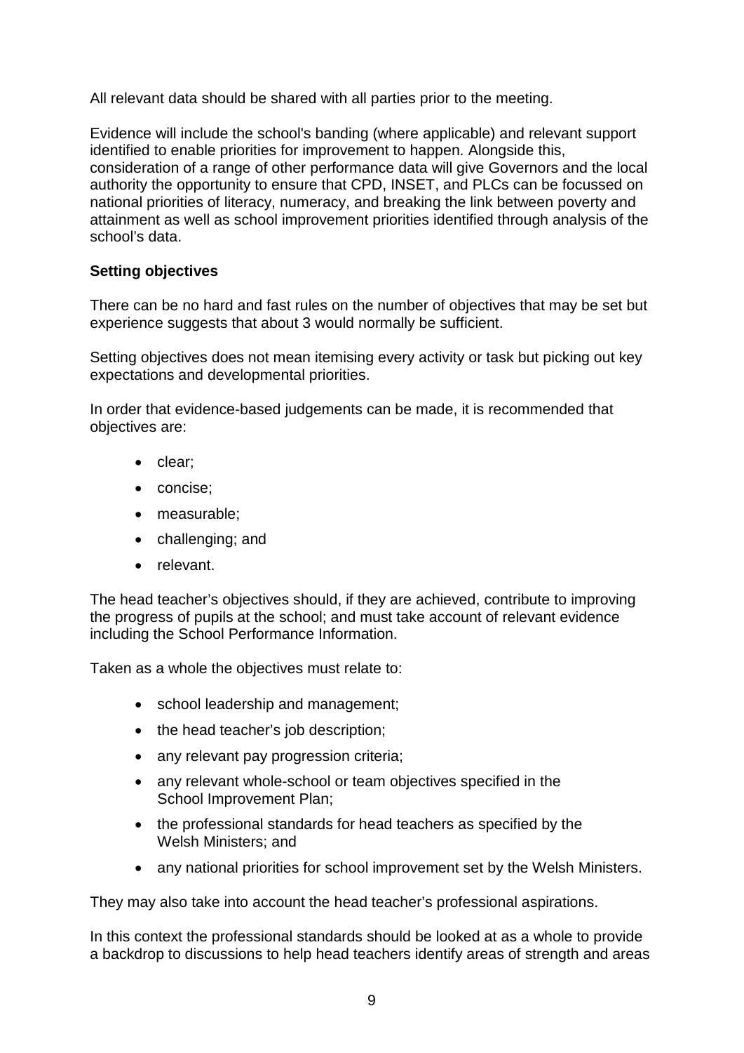All relevant data should be shared with all parties prior to the meeting.

Evidence will include the school's banding (where applicable) and relevant support identified to enable priorities for improvement to happen. Alongside this, consideration of a range of other performance data will give Governors and the local authority the opportunity to ensure that CPD, INSET, and PLCs can be focussed on national priorities of literacy, numeracy, and breaking the link between poverty and attainment as well as school improvement priorities identified through analysis of the school's data.

**Setting objectives**

There can be no hard and fast rules on the number of objectives that may be set but experience suggests that about 3 would normally be sufficient.

Setting objectives does not mean itemising every activity or task but picking out key expectations and developmental priorities.

In order that evidence-based judgements can be made, it is recommended that objectives are:

- clear;
- concise;
- measurable;
- challenging; and
- relevant.

The head teacher's objectives should, if they are achieved, contribute to improving the progress of pupils at the school; and must take account of relevant evidence including the School Performance Information.

Taken as a whole the objectives must relate to:

- school leadership and management;
- the head teacher's job description;
- any relevant pay progression criteria;
- any relevant whole-school or team objectives specified in the School Improvement Plan;
- the professional standards for head teachers as specified by the Welsh Ministers; and
- any national priorities for school improvement set by the Welsh Ministers.

They may also take into account the head teacher's professional aspirations.

In this context the professional standards should be looked at as a whole to provide a backdrop to discussions to help head teachers identify areas of strength and areas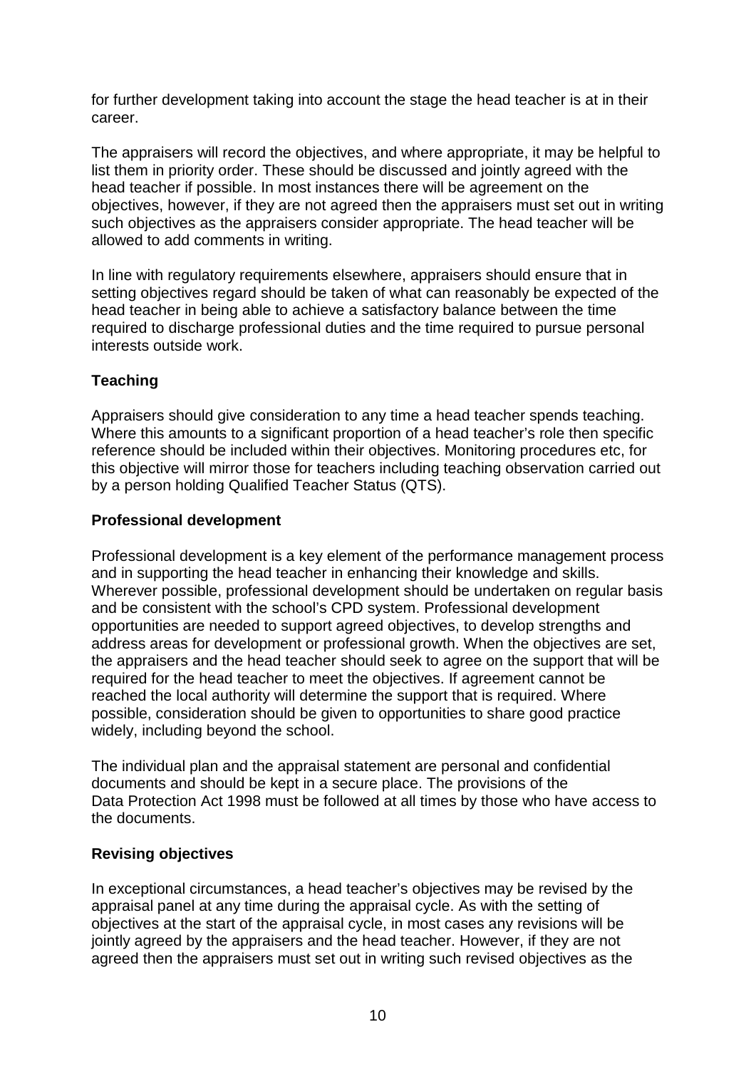for further development taking into account the stage the head teacher is at in their career.

The appraisers will record the objectives, and where appropriate, it may be helpful to list them in priority order. These should be discussed and jointly agreed with the head teacher if possible. In most instances there will be agreement on the objectives, however, if they are not agreed then the appraisers must set out in writing such objectives as the appraisers consider appropriate. The head teacher will be allowed to add comments in writing.

In line with regulatory requirements elsewhere, appraisers should ensure that in setting objectives regard should be taken of what can reasonably be expected of the head teacher in being able to achieve a satisfactory balance between the time required to discharge professional duties and the time required to pursue personal interests outside work.

**Teaching**

Appraisers should give consideration to any time a head teacher spends teaching. Where this amounts to a significant proportion of a head teacher's role then specific reference should be included within their objectives. Monitoring procedures etc, for this objective will mirror those for teachers including teaching observation carried out by a person holding Qualified Teacher Status (QTS).

**Professional development**

Professional development is a key element of the performance management process and in supporting the head teacher in enhancing their knowledge and skills. Wherever possible, professional development should be undertaken on regular basis and be consistent with the school's CPD system. Professional development opportunities are needed to support agreed objectives, to develop strengths and address areas for development or professional growth. When the objectives are set, the appraisers and the head teacher should seek to agree on the support that will be required for the head teacher to meet the objectives. If agreement cannot be reached the local authority will determine the support that is required. Where possible, consideration should be given to opportunities to share good practice widely, including beyond the school.

The individual plan and the appraisal statement are personal and confidential documents and should be kept in a secure place. The provisions of the Data Protection Act 1998 must be followed at all times by those who have access to the documents.

**Revising objectives**

In exceptional circumstances, a head teacher's objectives may be revised by the appraisal panel at any time during the appraisal cycle. As with the setting of objectives at the start of the appraisal cycle, in most cases any revisions will be jointly agreed by the appraisers and the head teacher. However, if they are not agreed then the appraisers must set out in writing such revised objectives as the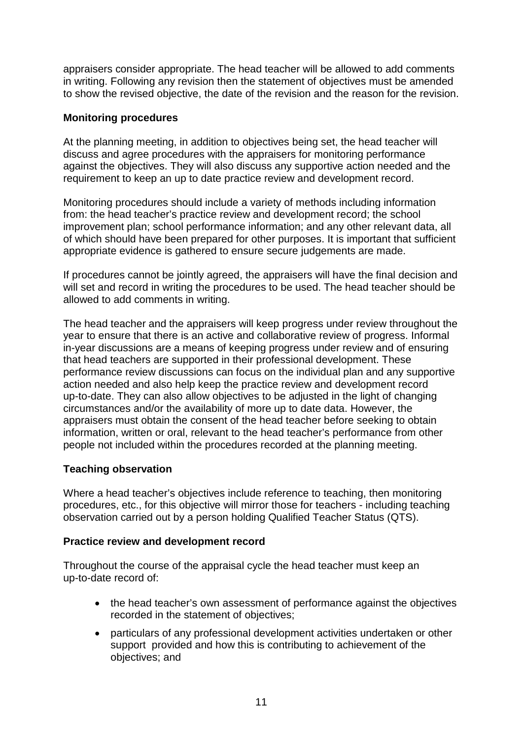appraisers consider appropriate. The head teacher will be allowed to add comments in writing. Following any revision then the statement of objectives must be amended to show the revised objective, the date of the revision and the reason for the revision.

**Monitoring procedures**

At the planning meeting, in addition to objectives being set, the head teacher will discuss and agree procedures with the appraisers for monitoring performance against the objectives. They will also discuss any supportive action needed and the requirement to keep an up to date practice review and development record.

Monitoring procedures should include a variety of methods including information from: the head teacher's practice review and development record; the school improvement plan; school performance information; and any other relevant data, all of which should have been prepared for other purposes. It is important that sufficient appropriate evidence is gathered to ensure secure judgements are made.

If procedures cannot be jointly agreed, the appraisers will have the final decision and will set and record in writing the procedures to be used. The head teacher should be allowed to add comments in writing.

The head teacher and the appraisers will keep progress under review throughout the year to ensure that there is an active and collaborative review of progress. Informal in-year discussions are a means of keeping progress under review and of ensuring that head teachers are supported in their professional development. These performance review discussions can focus on the individual plan and any supportive action needed and also help keep the practice review and development record up-to-date. They can also allow objectives to be adjusted in the light of changing circumstances and/or the availability of more up to date data. However, the appraisers must obtain the consent of the head teacher before seeking to obtain information, written or oral, relevant to the head teacher's performance from other people not included within the procedures recorded at the planning meeting.

**Teaching observation**

Where a head teacher's objectives include reference to teaching, then monitoring procedures, etc., for this objective will mirror those for teachers - including teaching observation carried out by a person holding Qualified Teacher Status (QTS).

**Practice review and development record**

Throughout the course of the appraisal cycle the head teacher must keep an up-to-date record of:

- the head teacher's own assessment of performance against the objectives recorded in the statement of objectives;
- particulars of any professional development activities undertaken or other support provided and how this is contributing to achievement of the objectives; and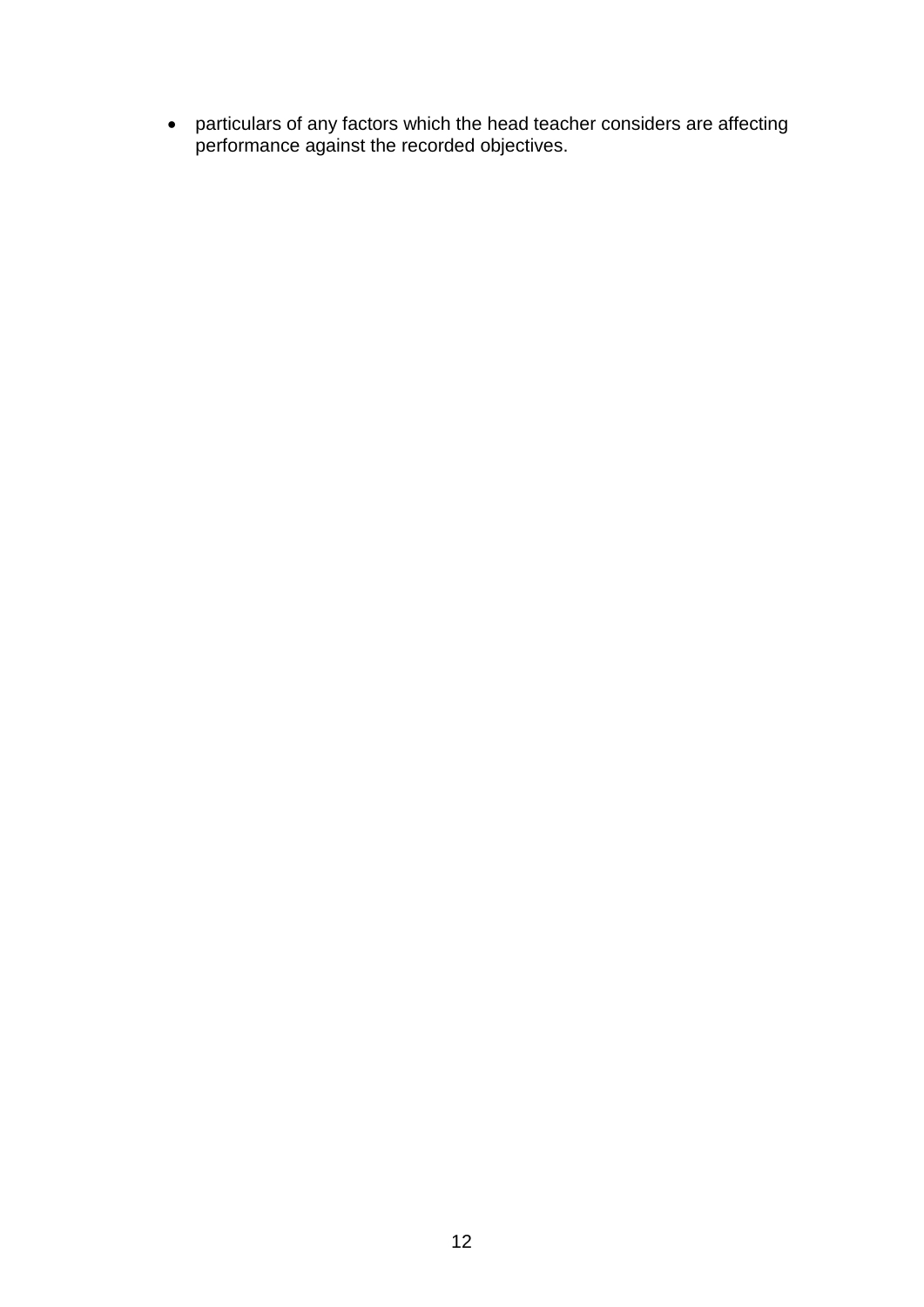- particulars of any factors which the head teacher considers are affecting performance against the recorded objectives.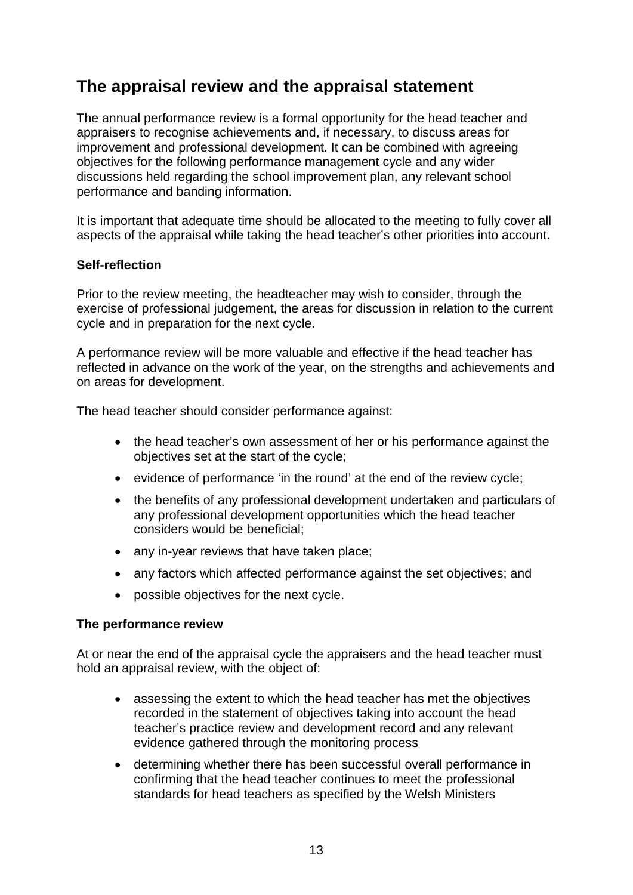## The appraisal review and the appraisal statement

The annual performance review is a formal opportunity for the head teacher and appraisers to recognise achievements and, if necessary, to discuss areas for improvement and professional development. It can be combined with agreeing objectives for the following performance management cycle and any wider discussions held regarding the school improvement plan, any relevant school performance and banding information.

It is important that adequate time should be allocated to the meeting to fully cover all aspects of the appraisal while taking the head teacher's other priorities into account.

**Self-reflection**

Prior to the review meeting, the headteacher may wish to consider, through the exercise of professional judgement, the areas for discussion in relation to the current cycle and in preparation for the next cycle.

A performance review will be more valuable and effective if the head teacher has reflected in advance on the work of the year, on the strengths and achievements and on areas for development.

The head teacher should consider performance against:

- the head teacher's own assessment of her or his performance against the objectives set at the start of the cycle;
- evidence of performance 'in the round' at the end of the review cycle;
- the benefits of any professional development undertaken and particulars of any professional development opportunities which the head teacher considers would be beneficial;
- any in-year reviews that have taken place;
- any factors which affected performance against the set objectives; and
- possible objectives for the next cycle.

**The performance review**

At or near the end of the appraisal cycle the appraisers and the head teacher must hold an appraisal review, with the object of:

- assessing the extent to which the head teacher has met the objectives recorded in the statement of objectives taking into account the head teacher's practice review and development record and any relevant evidence gathered through the monitoring process
- determining whether there has been successful overall performance in confirming that the head teacher continues to meet the professional standards for head teachers as specified by the Welsh Ministers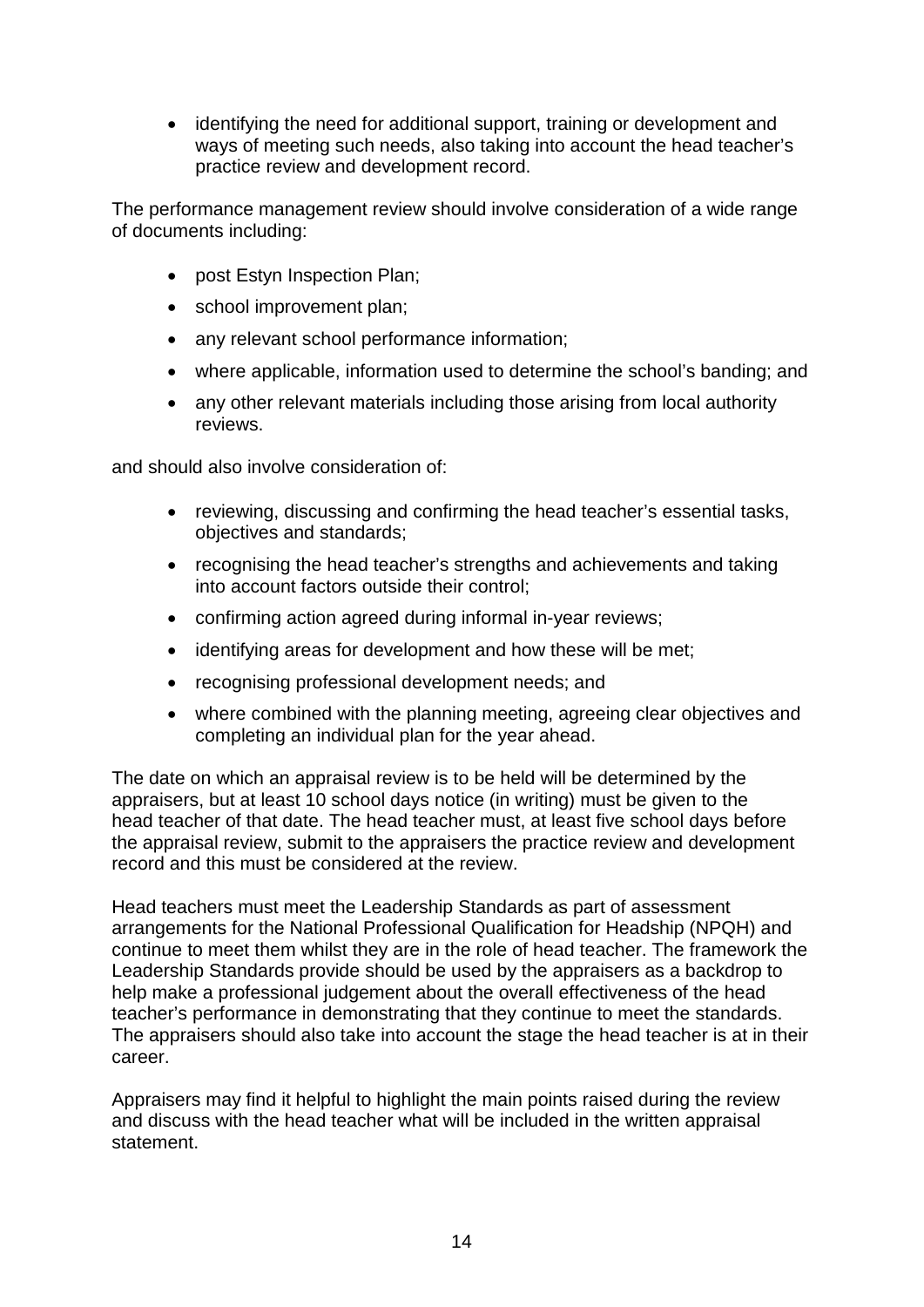- identifying the need for additional support, training or development and ways of meeting such needs, also taking into account the head teacher's practice review and development record.

The performance management review should involve consideration of a wide range of documents including:

- post Estyn Inspection Plan;
- school improvement plan;
- any relevant school performance information;
- where applicable, information used to determine the school's banding; and
- any other relevant materials including those arising from local authority reviews.

and should also involve consideration of:

- reviewing, discussing and confirming the head teacher's essential tasks, objectives and standards;
- recognising the head teacher's strengths and achievements and taking into account factors outside their control;
- confirming action agreed during informal in-year reviews;
- identifying areas for development and how these will be met;
- recognising professional development needs; and
- where combined with the planning meeting, agreeing clear objectives and completing an individual plan for the year ahead.

The date on which an appraisal review is to be held will be determined by the appraisers, but at least 10 school days notice (in writing) must be given to the head teacher of that date. The head teacher must, at least five school days before the appraisal review, submit to the appraisers the practice review and development record and this must be considered at the review.

Head teachers must meet the Leadership Standards as part of assessment arrangements for the National Professional Qualification for Headship (NPQH) and continue to meet them whilst they are in the role of head teacher. The framework the Leadership Standards provide should be used by the appraisers as a backdrop to help make a professional judgement about the overall effectiveness of the head teacher's performance in demonstrating that they continue to meet the standards. The appraisers should also take into account the stage the head teacher is at in their career.

Appraisers may find it helpful to highlight the main points raised during the review and discuss with the head teacher what will be included in the written appraisal statement.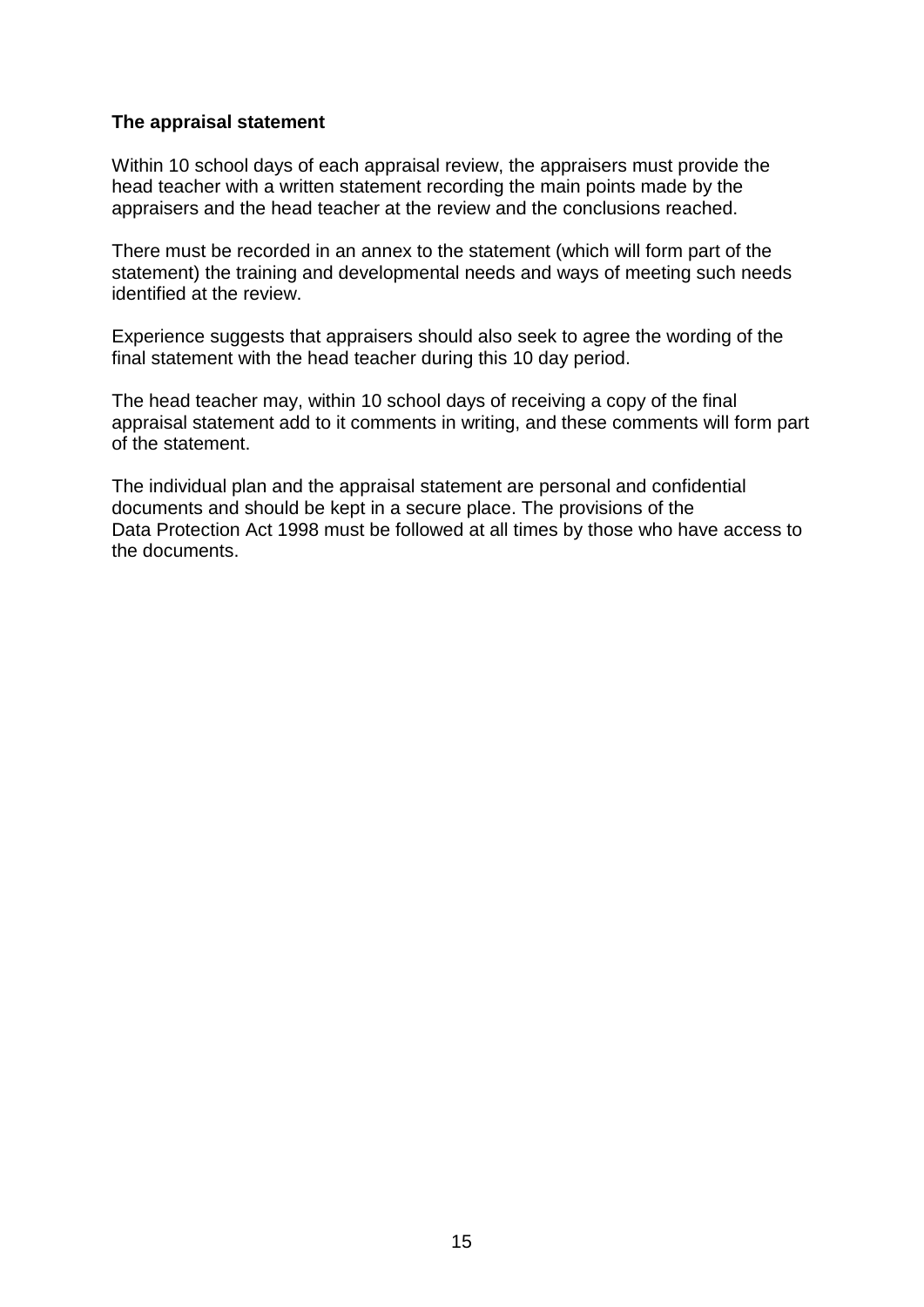**The appraisal statement**

Within 10 school days of each appraisal review, the appraisers must provide the head teacher with a written statement recording the main points made by the appraisers and the head teacher at the review and the conclusions reached.

There must be recorded in an annex to the statement (which will form part of the statement) the training and developmental needs and ways of meeting such needs identified at the review.

Experience suggests that appraisers should also seek to agree the wording of the final statement with the head teacher during this 10 day period.

The head teacher may, within 10 school days of receiving a copy of the final appraisal statement add to it comments in writing, and these comments will form part of the statement.

The individual plan and the appraisal statement are personal and confidential documents and should be kept in a secure place. The provisions of the Data Protection Act 1998 must be followed at all times by those who have access to the documents.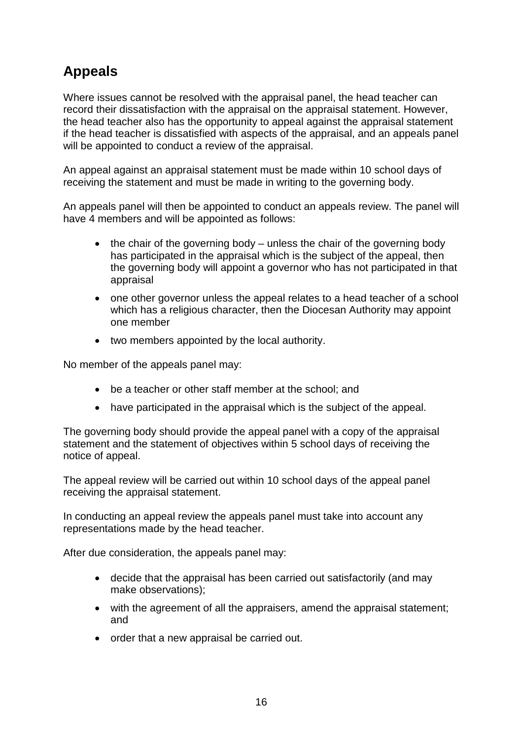## Appeals

Where issues cannot be resolved with the appraisal panel, the head teacher can record their dissatisfaction with the appraisal on the appraisal statement. However, the head teacher also has the opportunity to appeal against the appraisal statement if the head teacher is dissatisfied with aspects of the appraisal, and an appeals panel will be appointed to conduct a review of the appraisal.

An appeal against an appraisal statement must be made within 10 school days of receiving the statement and must be made in writing to the governing body.

An appeals panel will then be appointed to conduct an appeals review. The panel will have 4 members and will be appointed as follows:

- the chair of the governing body – unless the chair of the governing body has participated in the appraisal which is the subject of the appeal, then the governing body will appoint a governor who has not participated in that appraisal
- one other governor unless the appeal relates to a head teacher of a school which has a religious character, then the Diocesan Authority may appoint one member
- two members appointed by the local authority.

No member of the appeals panel may:

- be a teacher or other staff member at the school; and
- have participated in the appraisal which is the subject of the appeal.

The governing body should provide the appeal panel with a copy of the appraisal statement and the statement of objectives within 5 school days of receiving the notice of appeal.

The appeal review will be carried out within 10 school days of the appeal panel receiving the appraisal statement.

In conducting an appeal review the appeals panel must take into account any representations made by the head teacher.

After due consideration, the appeals panel may:

- decide that the appraisal has been carried out satisfactorily (and may make observations);
- with the agreement of all the appraisers, amend the appraisal statement; and
- order that a new appraisal be carried out.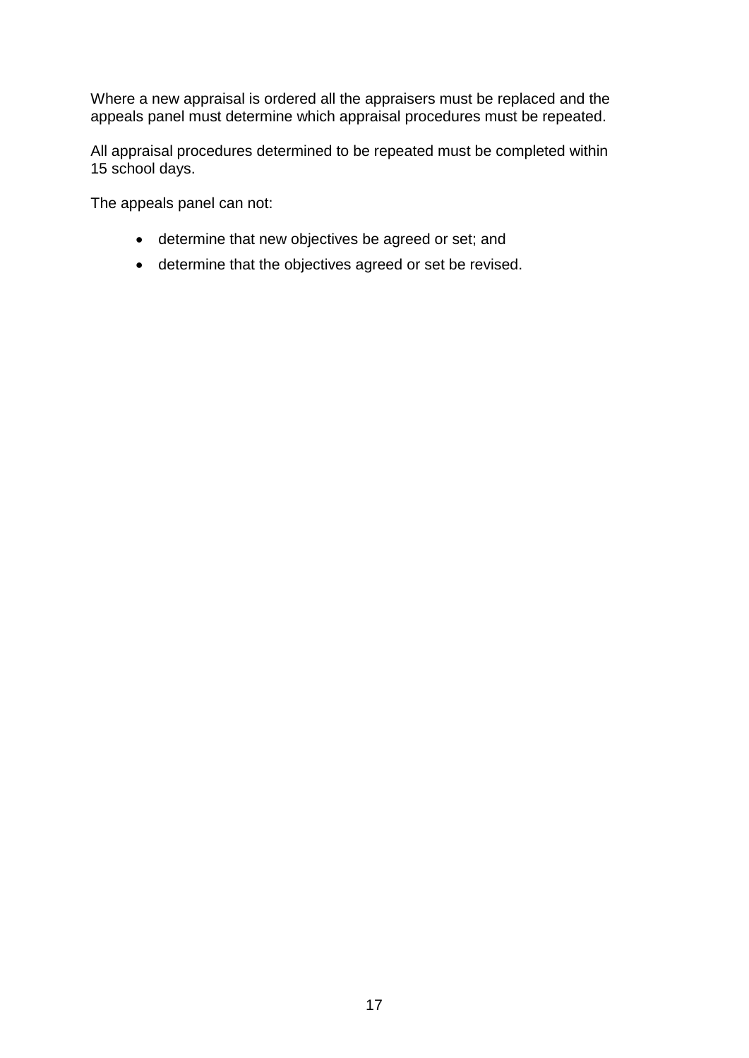Where a new appraisal is ordered all the appraisers must be replaced and the appeals panel must determine which appraisal procedures must be repeated.

All appraisal procedures determined to be repeated must be completed within 15 school days.

The appeals panel can not:

- determine that new objectives be agreed or set; and
- determine that the objectives agreed or set be revised.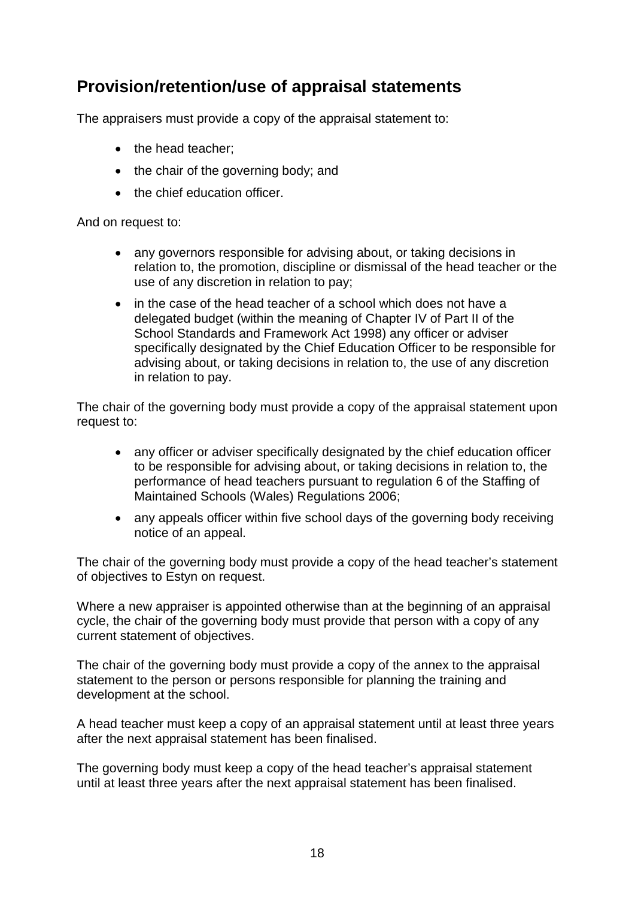## Provision/retention/use of appraisal statements

The appraisers must provide a copy of the appraisal statement to:

- the head teacher;
- the chair of the governing body; and
- the chief education officer.

And on request to:

- any governors responsible for advising about, or taking decisions in relation to, the promotion, discipline or dismissal of the head teacher or the use of any discretion in relation to pay;
- in the case of the head teacher of a school which does not have a delegated budget (within the meaning of Chapter IV of Part II of the School Standards and Framework Act 1998) any officer or adviser specifically designated by the Chief Education Officer to be responsible for advising about, or taking decisions in relation to, the use of any discretion in relation to pay.

The chair of the governing body must provide a copy of the appraisal statement upon request to:

- any officer or adviser specifically designated by the chief education officer to be responsible for advising about, or taking decisions in relation to, the performance of head teachers pursuant to regulation 6 of the Staffing of Maintained Schools (Wales) Regulations 2006;
- any appeals officer within five school days of the governing body receiving notice of an appeal.

The chair of the governing body must provide a copy of the head teacher's statement of objectives to Estyn on request.

Where a new appraiser is appointed otherwise than at the beginning of an appraisal cycle, the chair of the governing body must provide that person with a copy of any current statement of objectives.

The chair of the governing body must provide a copy of the annex to the appraisal statement to the person or persons responsible for planning the training and development at the school.

A head teacher must keep a copy of an appraisal statement until at least three years after the next appraisal statement has been finalised.

The governing body must keep a copy of the head teacher's appraisal statement until at least three years after the next appraisal statement has been finalised.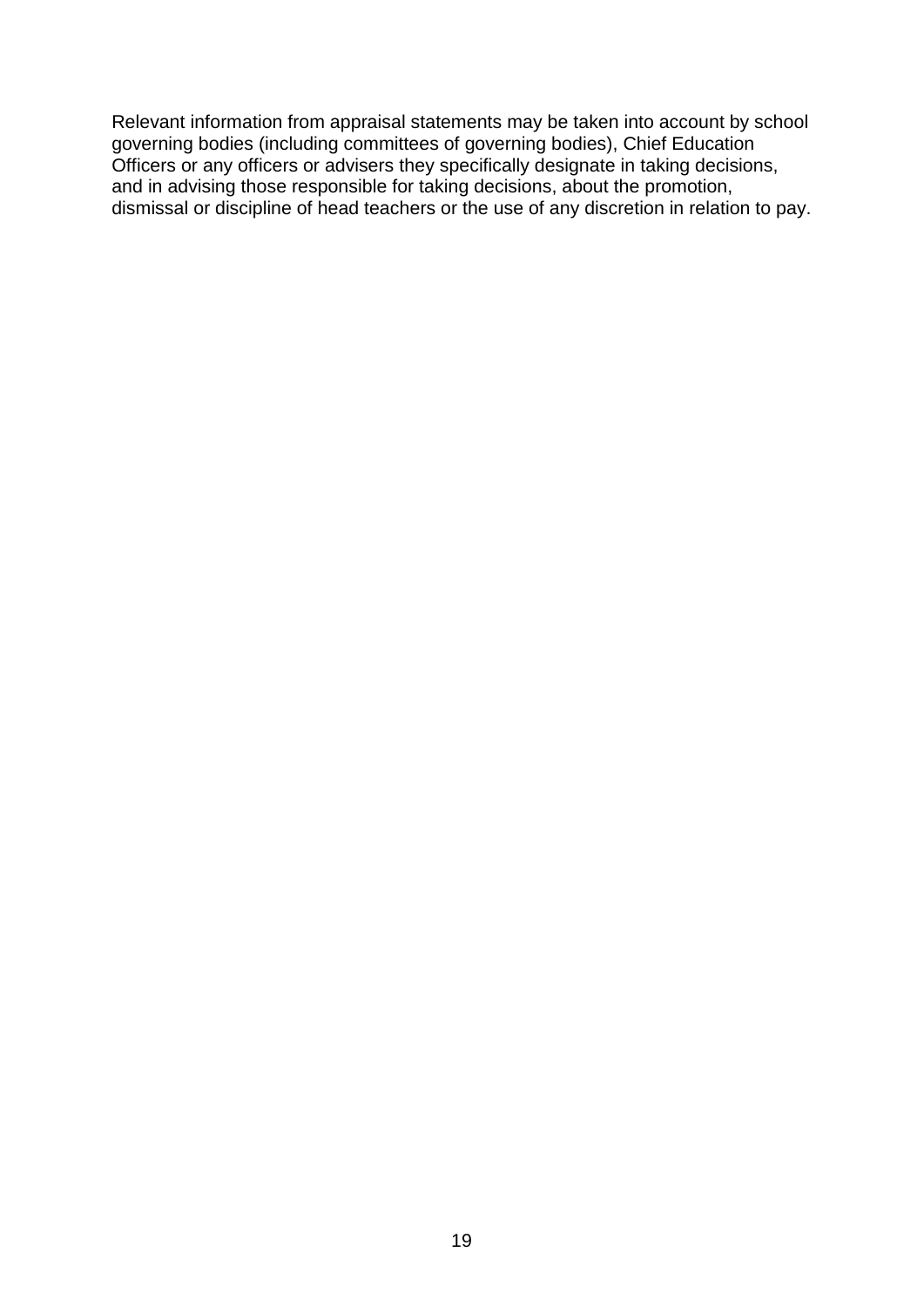Relevant information from appraisal statements may be taken into account by school governing bodies (including committees of governing bodies), Chief Education Officers or any officers or advisers they specifically designate in taking decisions, and in advising those responsible for taking decisions, about the promotion, dismissal or discipline of head teachers or the use of any discretion in relation to pay.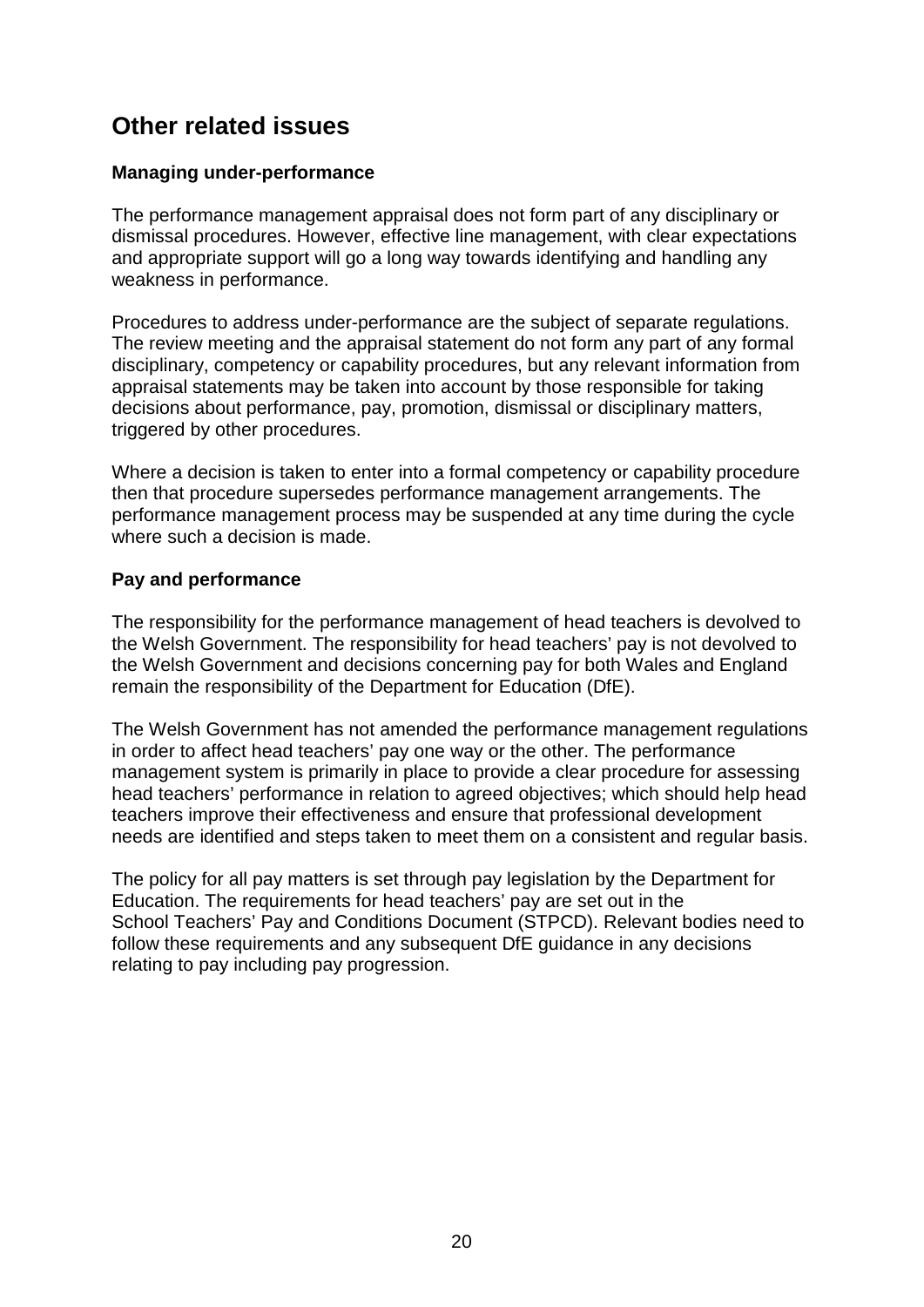## Other related issues

### Managing under-performance

The performance management appraisal does not form part of any disciplinary or dismissal procedures. However, effective line management, with clear expectations and appropriate support will go a long way towards identifying and handling any weakness in performance.

Procedures to address under-performance are the subject of separate regulations. The review meeting and the appraisal statement do not form any part of any formal disciplinary, competency or capability procedures, but any relevant information from appraisal statements may be taken into account by those responsible for taking decisions about performance, pay, promotion, dismissal or disciplinary matters, triggered by other procedures.

Where a decision is taken to enter into a formal competency or capability procedure then that procedure supersedes performance management arrangements. The performance management process may be suspended at any time during the cycle where such a decision is made.

### Pay and performance

The responsibility for the performance management of head teachers is devolved to the Welsh Government. The responsibility for head teachers' pay is not devolved to the Welsh Government and decisions concerning pay for both Wales and England remain the responsibility of the Department for Education (DfE).

The Welsh Government has not amended the performance management regulations in order to affect head teachers' pay one way or the other. The performance management system is primarily in place to provide a clear procedure for assessing head teachers' performance in relation to agreed objectives; which should help head teachers improve their effectiveness and ensure that professional development needs are identified and steps taken to meet them on a consistent and regular basis.

The policy for all pay matters is set through pay legislation by the Department for Education. The requirements for head teachers' pay are set out in the School Teachers' Pay and Conditions Document (STPCD). Relevant bodies need to follow these requirements and any subsequent DfE guidance in any decisions relating to pay including pay progression.